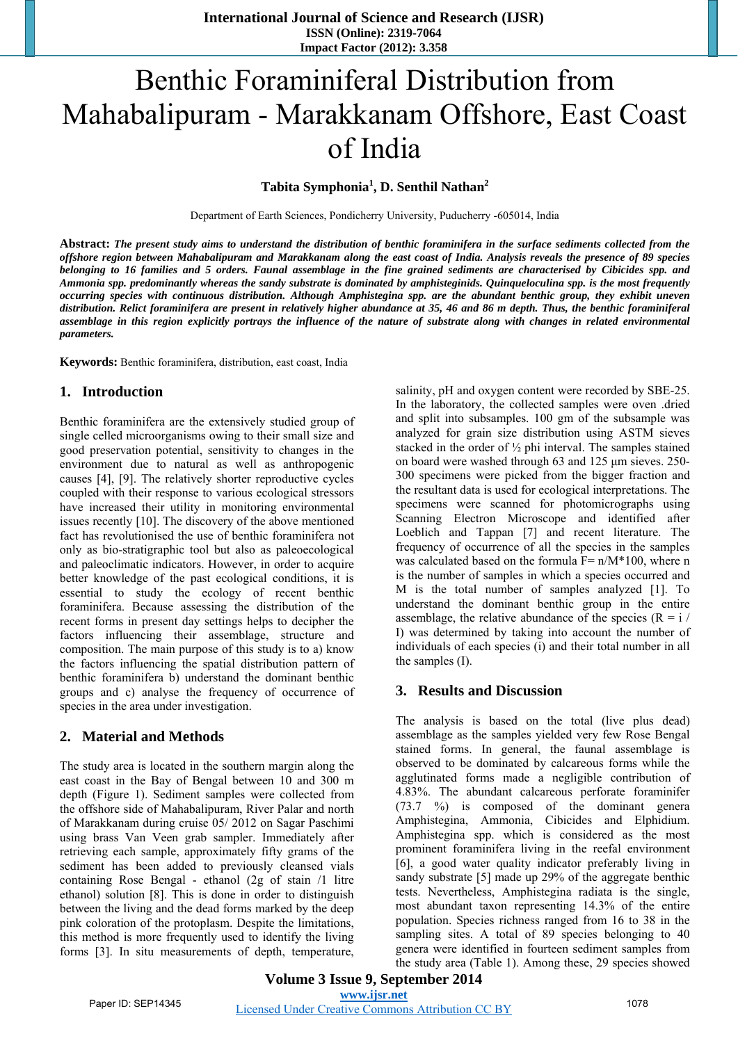# Benthic Foraminiferal Distribution from Mahabalipuram - Marakkanam Offshore, East Coast of India

**Tabita Symphonia[1], D. Senthil Nathan[2]**

Department of Earth Sciences, Pondicherry University, Puducherry -605014, India

**Abstract:** ***The present study aims to understand the distribution of benthic foraminifera in the surface sediments collected from the offshore region between Mahabalipuram and Marakkanam along the east coast of India. Analysis reveals the presence of 89 species belonging to 16 families and 5 orders. Faunal assemblage in the fine grained sediments are characterised by Cibicides spp. and Ammonia spp. predominantly whereas the sandy substrate is dominated by amphisteginids. Quinqueloculina spp. is the most frequently occurring species with continuous distribution. Although Amphistegina spp. are the abundant benthic group, they exhibit uneven distribution. Relict foraminifera are present in relatively higher abundance at 35, 46 and 86 m depth. Thus, the benthic foraminiferal assemblage in this region explicitly portrays the influence of the nature of substrate along with changes in related environmental parameters.***

**Keywords:** Benthic foraminifera, distribution, east coast, India

## 1. Introduction

Benthic foraminifera are the extensively studied group of single celled microorganisms owing to their small size and good preservation potential, sensitivity to changes in the environment due to natural as well as anthropogenic causes [4], [9]. The relatively shorter reproductive cycles coupled with their response to various ecological stressors have increased their utility in monitoring environmental issues recently [10]. The discovery of the above mentioned fact has revolutionised the use of benthic foraminifera not only as bio-stratigraphic tool but also as paleoecological and paleoclimatic indicators. However, in order to acquire better knowledge of the past ecological conditions, it is essential to study the ecology of recent benthic foraminifera. Because assessing the distribution of the recent forms in present day settings helps to decipher the factors influencing their assemblage, structure and composition. The main purpose of this study is to a) know the factors influencing the spatial distribution pattern of benthic foraminifera b) understand the dominant benthic groups and c) analyse the frequency of occurrence of species in the area under investigation.

## 2. Material and Methods

The study area is located in the southern margin along the east coast in the Bay of Bengal between 10 and 300 m depth (Figure 1). Sediment samples were collected from the offshore side of Mahabalipuram, River Palar and north of Marakkanam during cruise 05/ 2012 on Sagar Paschimi using brass Van Veen grab sampler. Immediately after retrieving each sample, approximately fifty grams of the sediment has been added to previously cleansed vials containing Rose Bengal - ethanol (2g of stain /1 litre ethanol) solution [8]. This is done in order to distinguish between the living and the dead forms marked by the deep pink coloration of the protoplasm. Despite the limitations, this method is more frequently used to identify the living forms [3]. In situ measurements of depth, temperature, salinity, pH and oxygen content were recorded by SBE-25. In the laboratory, the collected samples were oven .dried and split into subsamples. 100 gm of the subsample was analyzed for grain size distribution using ASTM sieves stacked in the order of ½ phi interval. The samples stained on board were washed through 63 and 125 μm sieves. 250-300 specimens were picked from the bigger fraction and the resultant data is used for ecological interpretations. The specimens were scanned for photomicrographs using Scanning Electron Microscope and identified after Loeblich and Tappan [7] and recent literature. The frequency of occurrence of all the species in the samples was calculated based on the formula F= n/M*100, where n is the number of samples in which a species occurred and M is the total number of samples analyzed [1]. To understand the dominant benthic group in the entire assemblage, the relative abundance of the species (R = i / I) was determined by taking into account the number of individuals of each species (i) and their total number in all the samples (I).

## 3. Results and Discussion

The analysis is based on the total (live plus dead) assemblage as the samples yielded very few Rose Bengal stained forms. In general, the faunal assemblage is observed to be dominated by calcareous forms while the agglutinated forms made a negligible contribution of 4.83%. The abundant calcareous perforate foraminifer (73.7 %) is composed of the dominant genera Amphistegina, Ammonia, Cibicides and Elphidium. Amphistegina spp. which is considered as the most prominent foraminifera living in the reefal environment [6], a good water quality indicator preferably living in sandy substrate [5] made up 29% of the aggregate benthic tests. Nevertheless, Amphistegina radiata is the single, most abundant taxon representing 14.3% of the entire population. Species richness ranged from 16 to 38 in the sampling sites. A total of 89 species belonging to 40 genera were identified in fourteen sediment samples from the study area (Table 1). Among these, 29 species showed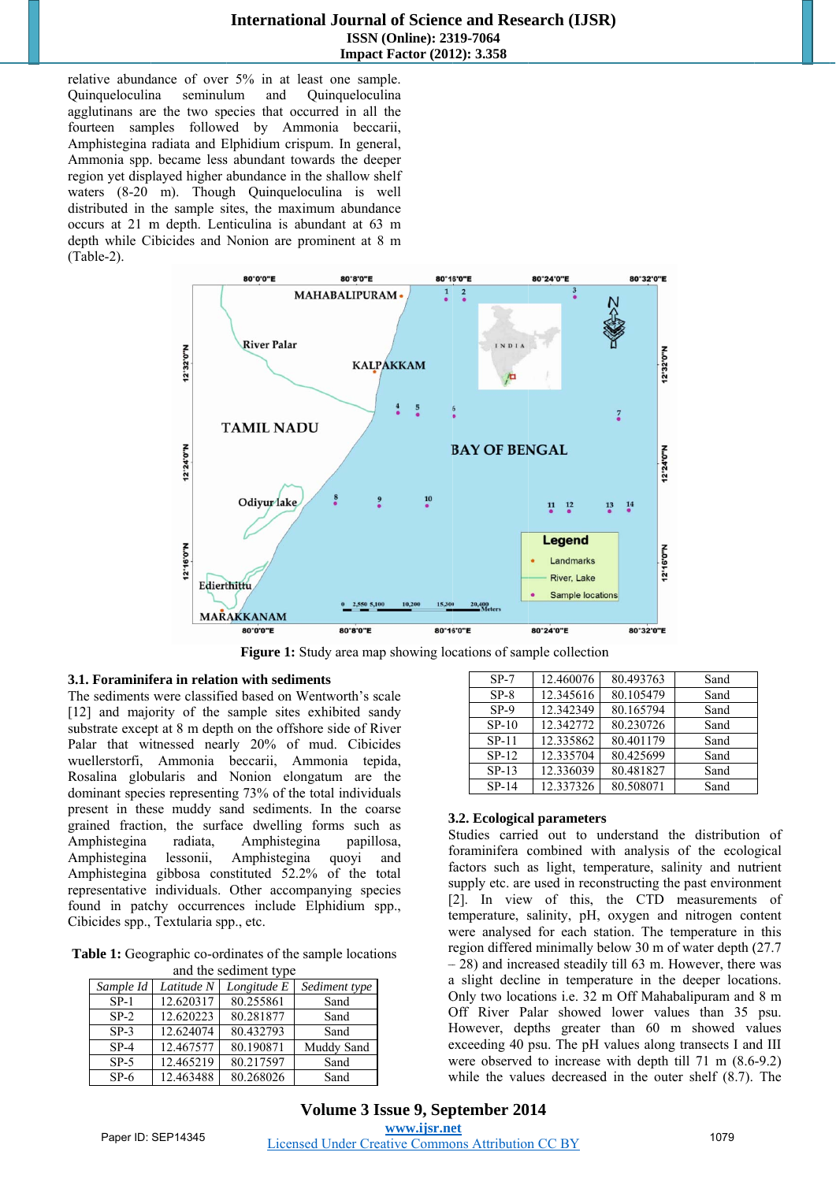relative abundance of over 5% in at least one sample. Quinqueloculina seminulum and Quinqueloculina agglutinans are the two species that occurred in all the fourteen samples followed by Ammonia beccarii, Amphistegina radiata and Elphidium crispum. In general, Ammonia spp. became less abundant towards the deeper region yet displayed higher abundance in the shallow shelf waters (8-20 m). Though Quinqueloculina is well distributed in the sample sites, the maximum abundance occurs at 21 m depth. Lenticulina is abundant at 63 m depth while Cibicides and Nonion are prominent at 8 m (Table-2).

**Figure 1:** Study area map showing locations of sample collection

### 3.1. Foraminifera in relation with sediments

The sediments were classified based on Wentworth's scale [12] and majority of the sample sites exhibited sandy substrate except at 8 m depth on the offshore side of River Palar that witnessed nearly 20% of mud. Cibicides wuellerstorfi, Ammonia beccarii, Ammonia tepida, Rosalina globularis and Nonion elongatum are the dominant species representing 73% of the total individuals present in these muddy sand sediments. In the coarse grained fraction, the surface dwelling forms such as Amphistegina radiata, Amphistegina papillosa, Amphistegina lessonii, Amphistegina quoyi and Amphistegina gibbosa constituted 52.2% of the total representative individuals. Other accompanying species found in patchy occurrences include Elphidium spp., Cibicides spp., Textularia spp., etc.

**Table 1:** Geographic co-ordinates of the sample locations and the sediment type

| *Sample Id* | *Latitude N* | *Longitude E* | *Sediment type* |
|---|---|---|---|
| SP-1 | 12.620317 | 80.255861 | Sand |
| SP-2 | 12.620223 | 80.281877 | Sand |
| SP-3 | 12.624074 | 80.432793 | Sand |
| SP-4 | 12.467577 | 80.190871 | Muddy Sand |
| SP-5 | 12.465219 | 80.217597 | Sand |
| SP-6 | 12.463488 | 80.268026 | Sand |
| SP-7 | 12.460076 | 80.493763 | Sand |
| SP-8 | 12.345616 | 80.105479 | Sand |
| SP-9 | 12.342349 | 80.165794 | Sand |
| SP-10 | 12.342772 | 80.230726 | Sand |
| SP-11 | 12.335862 | 80.401179 | Sand |
| SP-12 | 12.335704 | 80.425699 | Sand |
| SP-13 | 12.336039 | 80.481827 | Sand |
| SP-14 | 12.337326 | 80.508071 | Sand |

### 3.2. Ecological parameters

Studies carried out to understand the distribution of foraminifera combined with analysis of the ecological factors such as light, temperature, salinity and nutrient supply etc. are used in reconstructing the past environment [2]. In view of this, the CTD measurements of temperature, salinity, pH, oxygen and nitrogen content were analysed for each station. The temperature in this region differed minimally below 30 m of water depth (27.7 – 28) and increased steadily till 63 m. However, there was a slight decline in temperature in the deeper locations. Only two locations i.e. 32 m Off Mahabalipuram and 8 m Off River Palar showed lower values than 35 psu. However, depths greater than 60 m showed values exceeding 40 psu. The pH values along transects I and III were observed to increase with depth till 71 m (8.6-9.2) while the values decreased in the outer shelf (8.7). The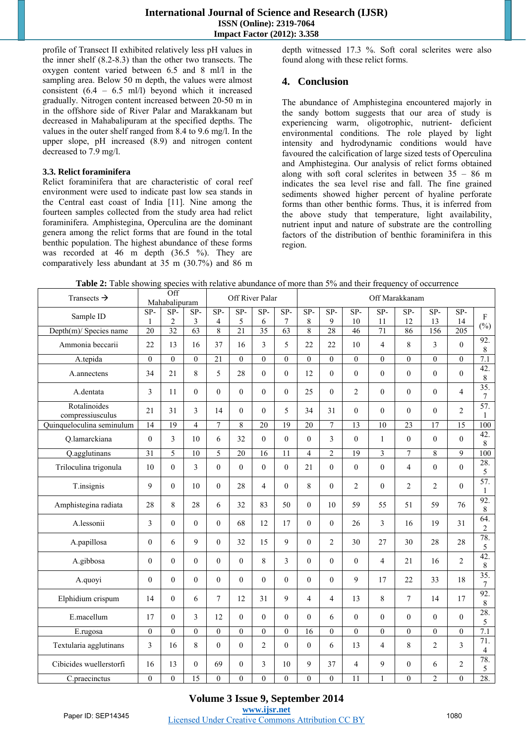profile of Transect II exhibited relatively less pH values in the inner shelf (8.2-8.3) than the other two transects. The oxygen content varied between 6.5 and 8 ml/l in the sampling area. Below 50 m depth, the values were almost consistent (6.4 – 6.5 ml/l) beyond which it increased gradually. Nitrogen content increased between 20-50 m in in the offshore side of River Palar and Marakkanam but decreased in Mahabalipuram at the specified depths. The values in the outer shelf ranged from 8.4 to 9.6 mg/l. In the upper slope, pH increased (8.9) and nitrogen content decreased to 7.9 mg/l.

### 3.3. Relict foraminifera

Relict foraminifera that are characteristic of coral reef environment were used to indicate past low sea stands in the Central east coast of India [11]. Nine among the fourteen samples collected from the study area had relict foraminifera. Amphistegina, Operculina are the dominant genera among the relict forms that are found in the total benthic population. The highest abundance of these forms was recorded at 46 m depth (36.5 %). They are comparatively less abundant at 35 m (30.7%) and 86 m depth witnessed 17.3 %. Soft coral sclerites were also found along with these relict forms.

## 4. Conclusion

The abundance of Amphistegina encountered majorly in the sandy bottom suggests that our area of study is experiencing warm, oligotrophic, nutrient- deficient environmental conditions. The role played by light intensity and hydrodynamic conditions would have favoured the calcification of large sized tests of Operculina and Amphistegina. Our analysis of relict forms obtained along with soft coral sclerites in between 35 – 86 m indicates the sea level rise and fall. The fine grained sediments showed higher percent of hyaline perforate forms than other benthic forms. Thus, it is inferred from the above study that temperature, light availability, nutrient input and nature of substrate are the controlling factors of the distribution of benthic foraminifera in this region.

**Table 2:** Table showing species with relative abundance of more than 5% and their frequency of occurrence

| Transects → | Off Mahabalipuram | | | Off River Palar | | | | Off Marakkanam | | | | | | | |
|---|---|---|---|---|---|---|---|---|---|---|---|---|---|---|---|
| Sample ID | SP-1 | SP-2 | SP-3 | SP-4 | SP-5 | SP-6 | SP-7 | SP-8 | SP-9 | SP-10 | SP-11 | SP-12 | SP-13 | SP-14 | F (%) |
| Depth(m)/ Species name | 20 | 32 | 63 | 8 | 21 | 35 | 63 | 8 | 28 | 46 | 71 | 86 | 156 | 205 | |
| Ammonia beccarii | 22 | 13 | 16 | 37 | 16 | 3 | 5 | 22 | 22 | 10 | 4 | 8 | 3 | 0 | 92.8 |
| A.tepida | 0 | 0 | 0 | 21 | 0 | 0 | 0 | 0 | 0 | 0 | 0 | 0 | 0 | 0 | 7.1 |
| A.annectens | 34 | 21 | 8 | 5 | 28 | 0 | 0 | 12 | 0 | 0 | 0 | 0 | 0 | 0 | 42.8 |
| A.dentata | 3 | 11 | 0 | 0 | 0 | 0 | 0 | 25 | 0 | 2 | 0 | 0 | 0 | 4 | 35.7 |
| Rotalinoides compressiusculus | 21 | 31 | 3 | 14 | 0 | 0 | 5 | 34 | 31 | 0 | 0 | 0 | 0 | 2 | 57.1 |
| Quinqueloculina seminulum | 14 | 19 | 4 | 7 | 8 | 20 | 19 | 20 | 7 | 13 | 10 | 23 | 17 | 15 | 100 |
| Q.lamarckiana | 0 | 3 | 10 | 6 | 32 | 0 | 0 | 0 | 3 | 0 | 1 | 0 | 0 | 0 | 42.8 |
| Q.agglutinans | 31 | 5 | 10 | 5 | 20 | 16 | 11 | 4 | 2 | 19 | 3 | 7 | 8 | 9 | 100 |
| Triloculina trigonula | 10 | 0 | 3 | 0 | 0 | 0 | 0 | 21 | 0 | 0 | 0 | 4 | 0 | 0 | 28.5 |
| T.insignis | 9 | 0 | 10 | 0 | 28 | 4 | 0 | 8 | 0 | 2 | 0 | 2 | 2 | 0 | 57.1 |
| Amphistegina radiata | 28 | 8 | 28 | 6 | 32 | 83 | 50 | 0 | 10 | 59 | 55 | 51 | 59 | 76 | 92.8 |
| A.lessonii | 3 | 0 | 0 | 0 | 68 | 12 | 17 | 0 | 0 | 26 | 3 | 16 | 19 | 31 | 64.2 |
| A.papillosa | 0 | 6 | 9 | 0 | 32 | 15 | 9 | 0 | 2 | 30 | 27 | 30 | 28 | 28 | 78.5 |
| A.gibbosa | 0 | 0 | 0 | 0 | 0 | 8 | 3 | 0 | 0 | 0 | 4 | 21 | 16 | 2 | 42.8 |
| A.quoyi | 0 | 0 | 0 | 0 | 0 | 0 | 0 | 0 | 0 | 9 | 17 | 22 | 33 | 18 | 35.7 |
| Elphidium crispum | 14 | 0 | 6 | 7 | 12 | 31 | 9 | 4 | 4 | 13 | 8 | 7 | 14 | 17 | 92.8 |
| E.macellum | 17 | 0 | 3 | 12 | 0 | 0 | 0 | 0 | 6 | 0 | 0 | 0 | 0 | 0 | 28.5 |
| E.rugosa | 0 | 0 | 0 | 0 | 0 | 0 | 0 | 16 | 0 | 0 | 0 | 0 | 0 | 0 | 7.1 |
| Textularia agglutinans | 3 | 16 | 8 | 0 | 0 | 2 | 0 | 0 | 6 | 13 | 4 | 8 | 2 | 3 | 71.4 |
| Cibicides wuellerstorfi | 16 | 13 | 0 | 69 | 0 | 3 | 10 | 9 | 37 | 4 | 9 | 0 | 6 | 2 | 78.5 |
| C.praecinctus | 0 | 0 | 15 | 0 | 0 | 0 | 0 | 0 | 0 | 11 | 1 | 0 | 2 | 0 | 28. |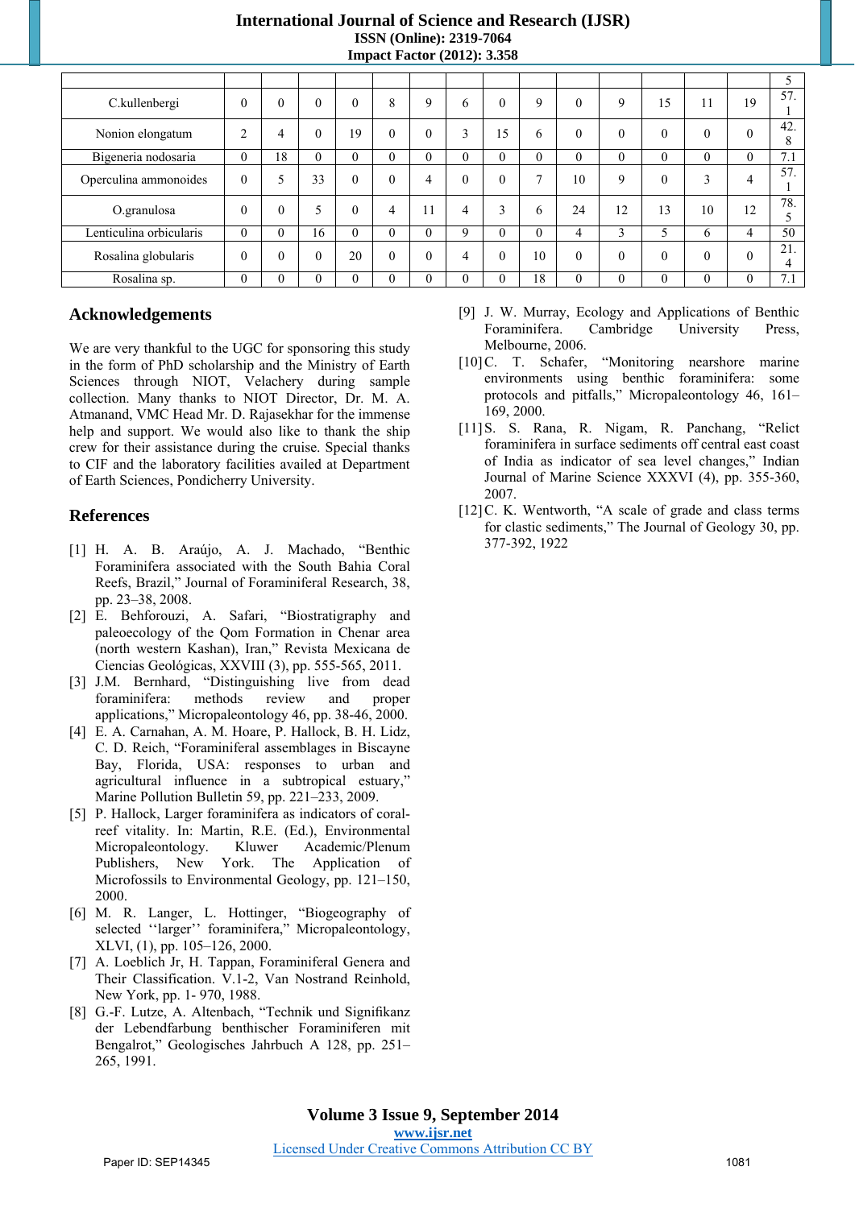| | | | | | | | | | | | | | | |
|---|---|---|---|---|---|---|---|---|---|---|---|---|---|---|
| | | | | | | | | | | | | | | 5 |
| C.kullenbergi | 0 | 0 | 0 | 0 | 8 | 9 | 6 | 0 | 9 | 0 | 9 | 15 | 11 | 19 | 57.1 |
| Nonion elongatum | 2 | 4 | 0 | 19 | 0 | 0 | 3 | 15 | 6 | 0 | 0 | 0 | 0 | 0 | 42.8 |
| Bigeneria nodosaria | 0 | 18 | 0 | 0 | 0 | 0 | 0 | 0 | 0 | 0 | 0 | 0 | 0 | 0 | 7.1 |
| Operculina ammonoides | 0 | 5 | 33 | 0 | 0 | 4 | 0 | 0 | 7 | 10 | 9 | 0 | 3 | 4 | 57.1 |
| O.granulosa | 0 | 0 | 5 | 0 | 4 | 11 | 4 | 3 | 6 | 24 | 12 | 13 | 10 | 12 | 78.5 |
| Lenticulina orbicularis | 0 | 0 | 16 | 0 | 0 | 0 | 9 | 0 | 0 | 4 | 3 | 5 | 6 | 4 | 50 |
| Rosalina globularis | 0 | 0 | 0 | 20 | 0 | 0 | 4 | 0 | 10 | 0 | 0 | 0 | 0 | 0 | 21.4 |
| Rosalina sp. | 0 | 0 | 0 | 0 | 0 | 0 | 0 | 0 | 18 | 0 | 0 | 0 | 0 | 0 | 7.1 |

## Acknowledgements

We are very thankful to the UGC for sponsoring this study in the form of PhD scholarship and the Ministry of Earth Sciences through NIOT, Velachery during sample collection. Many thanks to NIOT Director, Dr. M. A. Atmanand, VMC Head Mr. D. Rajasekhar for the immense help and support. We would also like to thank the ship crew for their assistance during the cruise. Special thanks to CIF and the laboratory facilities availed at Department of Earth Sciences, Pondicherry University.

## References

[1] H. A. B. Araújo, A. J. Machado, "Benthic Foraminifera associated with the South Bahia Coral Reefs, Brazil," Journal of Foraminiferal Research, 38, pp. 23–38, 2008.

[2] E. Behforouzi, A. Safari, "Biostratigraphy and paleoecology of the Qom Formation in Chenar area (north western Kashan), Iran," Revista Mexicana de Ciencias Geológicas, XXVIII (3), pp. 555-565, 2011.

[3] J.M. Bernhard, "Distinguishing live from dead foraminifera: methods review and proper applications," Micropaleontology 46, pp. 38-46, 2000.

[4] E. A. Carnahan, A. M. Hoare, P. Hallock, B. H. Lidz, C. D. Reich, "Foraminiferal assemblages in Biscayne Bay, Florida, USA: responses to urban and agricultural influence in a subtropical estuary," Marine Pollution Bulletin 59, pp. 221–233, 2009.

[5] P. Hallock, Larger foraminifera as indicators of coral-reef vitality. In: Martin, R.E. (Ed.), Environmental Micropaleontology. Kluwer Academic/Plenum Publishers, New York. The Application of Microfossils to Environmental Geology, pp. 121–150, 2000.

[6] M. R. Langer, L. Hottinger, "Biogeography of selected ''larger'' foraminifera," Micropaleontology, XLVI, (1), pp. 105–126, 2000.

[7] A. Loeblich Jr, H. Tappan, Foraminiferal Genera and Their Classification. V.1-2, Van Nostrand Reinhold, New York, pp. 1- 970, 1988.

[8] G.-F. Lutze, A. Altenbach, "Technik und Signifikanz der Lebendfarbung benthischer Foraminiferen mit Bengalrot," Geologisches Jahrbuch A 128, pp. 251–265, 1991.

[9] J. W. Murray, Ecology and Applications of Benthic Foraminifera. Cambridge University Press, Melbourne, 2006.

[10] C. T. Schafer, "Monitoring nearshore marine environments using benthic foraminifera: some protocols and pitfalls," Micropaleontology 46, 161–169, 2000.

[11] S. S. Rana, R. Nigam, R. Panchang, "Relict foraminifera in surface sediments off central east coast of India as indicator of sea level changes," Indian Journal of Marine Science XXXVI (4), pp. 355-360, 2007.

[12] C. K. Wentworth, "A scale of grade and class terms for clastic sediments," The Journal of Geology 30, pp. 377-392, 1922